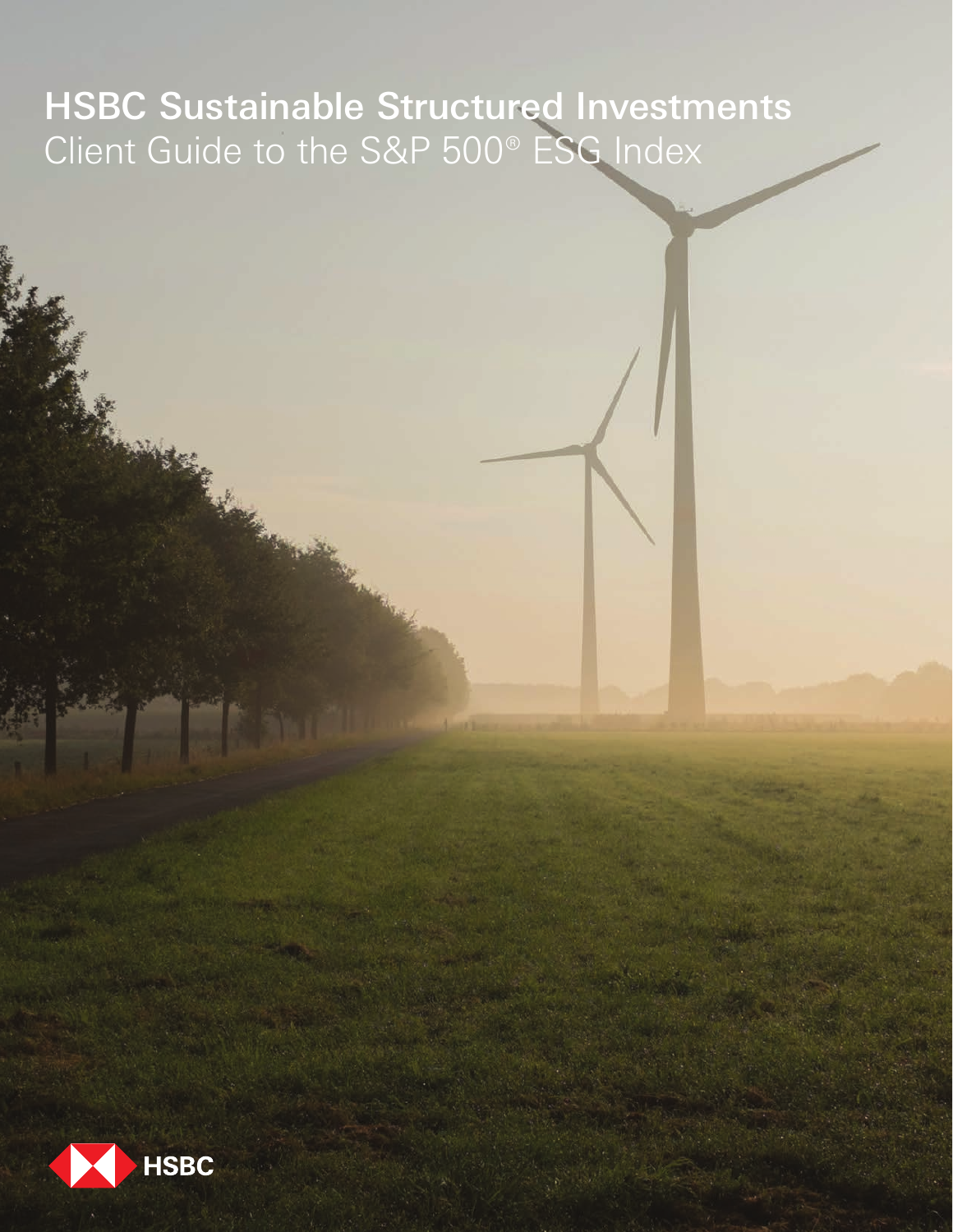# HSBC Sustainable Structured Investments

Client Guide to the S&P 500® ESG Index

HSBC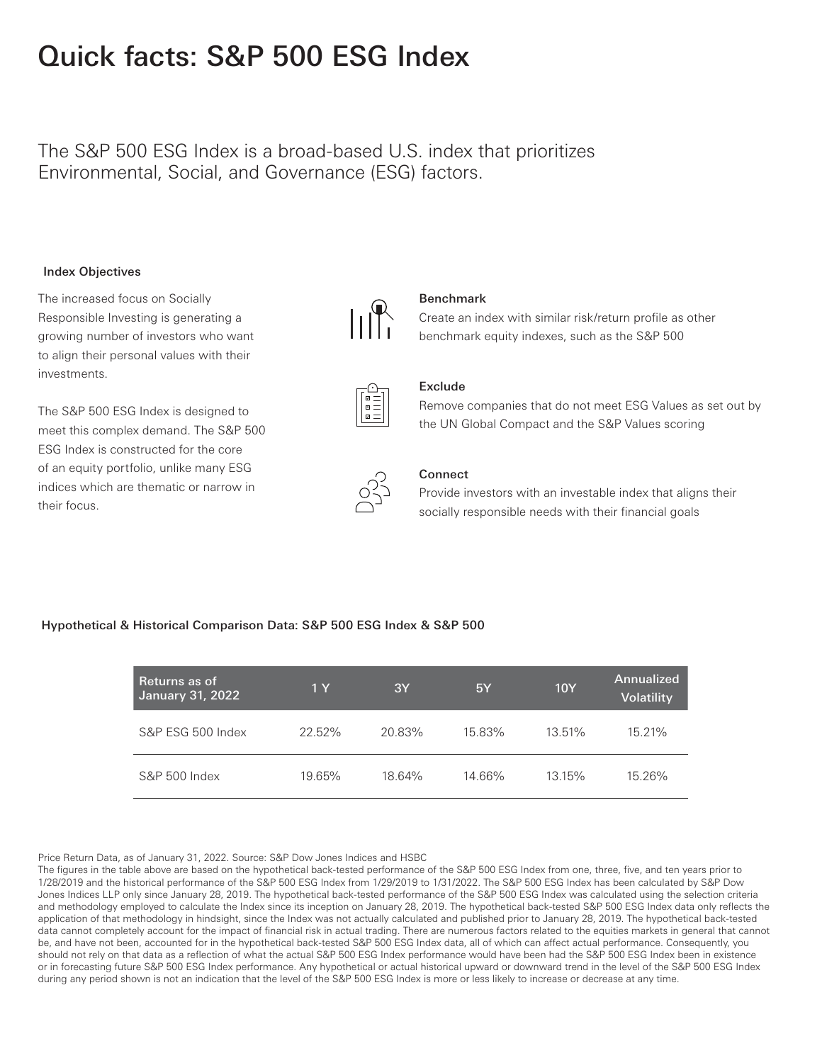# Quick facts: S&P 500 ESG Index

The S&P 500 ESG Index is a broad-based U.S. index that prioritizes Environmental, Social, and Governance (ESG) factors.

### Index Objectives

The increased focus on Socially Responsible Investing is generating a growing number of investors who want to align their personal values with their investments.

The S&P 500 ESG Index is designed to meet this complex demand. The S&P 500 ESG Index is constructed for the core of an equity portfolio, unlike many ESG indices which are thematic or narrow in their focus.

**Benchmark**
Create an index with similar risk/return profile as other benchmark equity indexes, such as the S&P 500

**Exclude**
Remove companies that do not meet ESG Values as set out by the UN Global Compact and the S&P Values scoring

**Connect**
Provide investors with an investable index that aligns their socially responsible needs with their financial goals

### Hypothetical & Historical Comparison Data: S&P 500 ESG Index & S&P 500

| Returns as of January 31, 2022 | 1 Y | 3Y | 5Y | 10Y | Annualized Volatility |
|---|---|---|---|---|---|
| S&P ESG 500 Index | 22.52% | 20.83% | 15.83% | 13.51% | 15.21% |
| S&P 500 Index | 19.65% | 18.64% | 14.66% | 13.15% | 15.26% |

Price Return Data, as of January 31, 2022. Source: S&P Dow Jones Indices and HSBC

The figures in the table above are based on the hypothetical back-tested performance of the S&P 500 ESG Index from one, three, five, and ten years prior to 1/28/2019 and the historical performance of the S&P 500 ESG Index from 1/29/2019 to 1/31/2022. The S&P 500 ESG Index has been calculated by S&P Dow Jones Indices LLP only since January 28, 2019. The hypothetical back-tested performance of the S&P 500 ESG Index was calculated using the selection criteria and methodology employed to calculate the Index since its inception on January 28, 2019. The hypothetical back-tested S&P 500 ESG Index data only reflects the application of that methodology in hindsight, since the Index was not actually calculated and published prior to January 28, 2019. The hypothetical back-tested data cannot completely account for the impact of financial risk in actual trading. There are numerous factors related to the equities markets in general that cannot be, and have not been, accounted for in the hypothetical back-tested S&P 500 ESG Index data, all of which can affect actual performance. Consequently, you should not rely on that data as a reflection of what the actual S&P 500 ESG Index performance would have been had the S&P 500 ESG Index been in existence or in forecasting future S&P 500 ESG Index performance. Any hypothetical or actual historical upward or downward trend in the level of the S&P 500 ESG Index during any period shown is not an indication that the level of the S&P 500 ESG Index is more or less likely to increase or decrease at any time.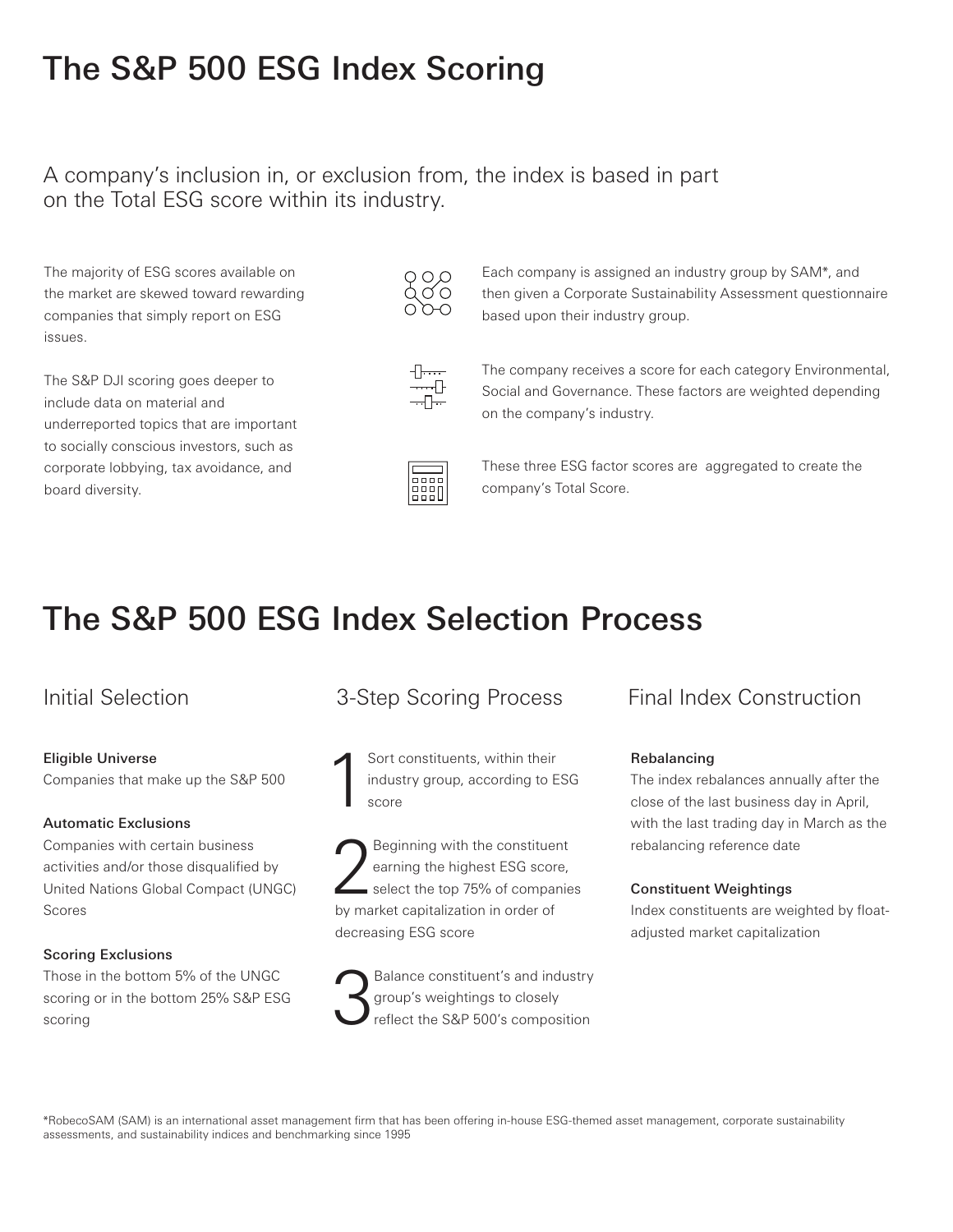# The S&P 500 ESG Index Scoring

A company's inclusion in, or exclusion from, the index is based in part on the Total ESG score within its industry.

The majority of ESG scores available on the market are skewed toward rewarding companies that simply report on ESG issues.

The S&P DJI scoring goes deeper to include data on material and underreported topics that are important to socially conscious investors, such as corporate lobbying, tax avoidance, and board diversity.

Each company is assigned an industry group by SAM*, and then given a Corporate Sustainability Assessment questionnaire based upon their industry group.

The company receives a score for each category Environmental, Social and Governance. These factors are weighted depending on the company's industry.

These three ESG factor scores are aggregated to create the company's Total Score.

# The S&P 500 ESG Index Selection Process

## Initial Selection

**Eligible Universe**
Companies that make up the S&P 500

**Automatic Exclusions**
Companies with certain business activities and/or those disqualified by United Nations Global Compact (UNGC) Scores

**Scoring Exclusions**
Those in the bottom 5% of the UNGC scoring or in the bottom 25% S&P ESG scoring

## 3-Step Scoring Process

1. Sort constituents, within their industry group, according to ESG score
2. Beginning with the constituent earning the highest ESG score, select the top 75% of companies by market capitalization in order of decreasing ESG score
3. Balance constituent's and industry group's weightings to closely reflect the S&P 500's composition

## Final Index Construction

**Rebalancing**
The index rebalances annually after the close of the last business day in April, with the last trading day in March as the rebalancing reference date

**Constituent Weightings**
Index constituents are weighted by float-adjusted market capitalization

*RobecoSAM (SAM) is an international asset management firm that has been offering in-house ESG-themed asset management, corporate sustainability assessments, and sustainability indices and benchmarking since 1995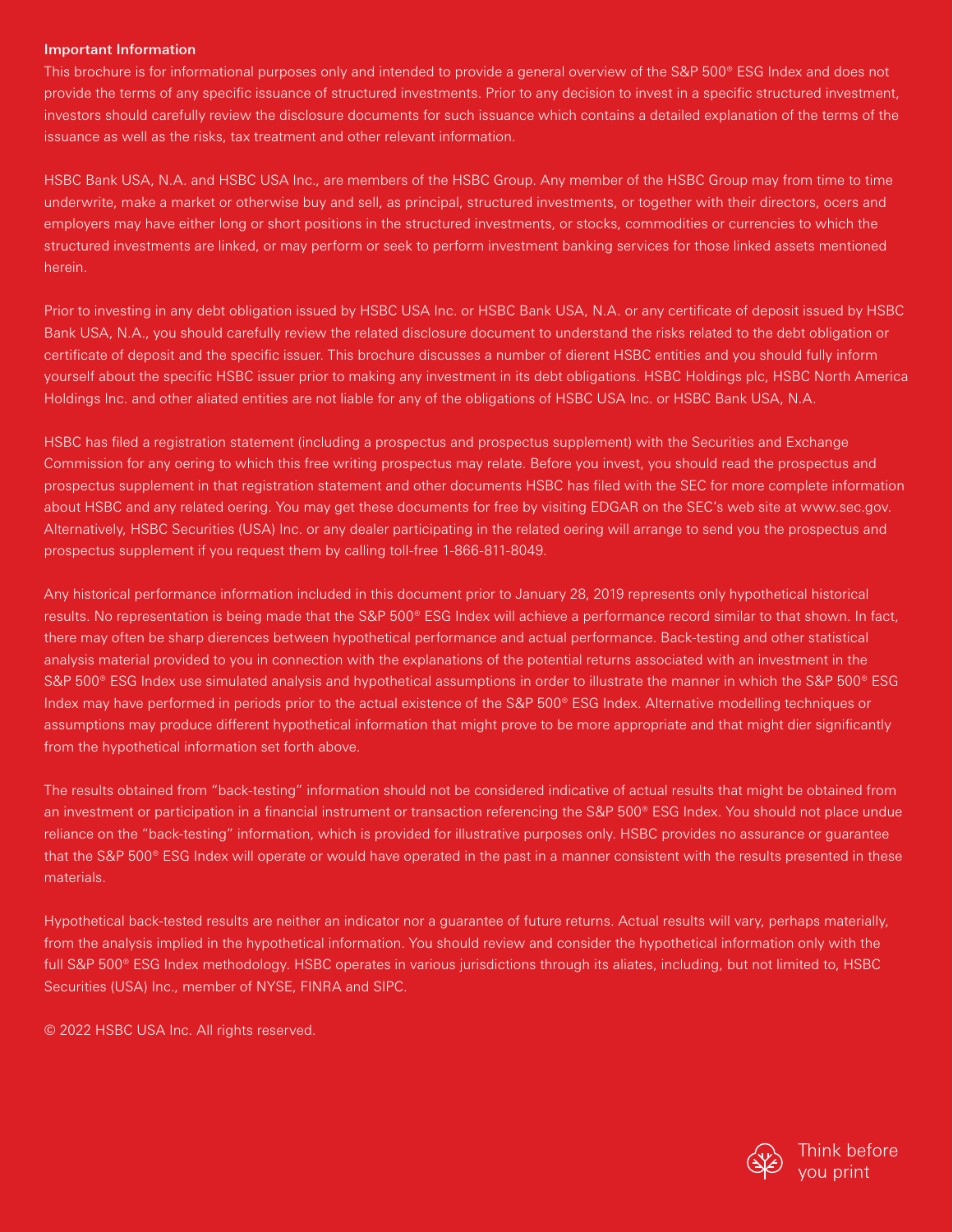**Important Information**

This brochure is for informational purposes only and intended to provide a general overview of the S&P 500® ESG Index and does not provide the terms of any specific issuance of structured investments. Prior to any decision to invest in a specific structured investment, investors should carefully review the disclosure documents for such issuance which contains a detailed explanation of the terms of the issuance as well as the risks, tax treatment and other relevant information.

HSBC Bank USA, N.A. and HSBC USA Inc., are members of the HSBC Group. Any member of the HSBC Group may from time to time underwrite, make a market or otherwise buy and sell, as principal, structured investments, or together with their directors, ocers and employers may have either long or short positions in the structured investments, or stocks, commodities or currencies to which the structured investments are linked, or may perform or seek to perform investment banking services for those linked assets mentioned herein.

Prior to investing in any debt obligation issued by HSBC USA Inc. or HSBC Bank USA, N.A. or any certificate of deposit issued by HSBC Bank USA, N.A., you should carefully review the related disclosure document to understand the risks related to the debt obligation or certificate of deposit and the specific issuer. This brochure discusses a number of dierent HSBC entities and you should fully inform yourself about the specific HSBC issuer prior to making any investment in its debt obligations. HSBC Holdings plc, HSBC North America Holdings Inc. and other aliated entities are not liable for any of the obligations of HSBC USA Inc. or HSBC Bank USA, N.A.

HSBC has filed a registration statement (including a prospectus and prospectus supplement) with the Securities and Exchange Commission for any oering to which this free writing prospectus may relate. Before you invest, you should read the prospectus and prospectus supplement in that registration statement and other documents HSBC has filed with the SEC for more complete information about HSBC and any related oering. You may get these documents for free by visiting EDGAR on the SEC's web site at www.sec.gov. Alternatively, HSBC Securities (USA) Inc. or any dealer participating in the related oering will arrange to send you the prospectus and prospectus supplement if you request them by calling toll-free 1-866-811-8049.

Any historical performance information included in this document prior to January 28, 2019 represents only hypothetical historical results. No representation is being made that the S&P 500® ESG Index will achieve a performance record similar to that shown. In fact, there may often be sharp dierences between hypothetical performance and actual performance. Back-testing and other statistical analysis material provided to you in connection with the explanations of the potential returns associated with an investment in the S&P 500® ESG Index use simulated analysis and hypothetical assumptions in order to illustrate the manner in which the S&P 500® ESG Index may have performed in periods prior to the actual existence of the S&P 500® ESG Index. Alternative modelling techniques or assumptions may produce different hypothetical information that might prove to be more appropriate and that might dier significantly from the hypothetical information set forth above.

The results obtained from "back-testing" information should not be considered indicative of actual results that might be obtained from an investment or participation in a financial instrument or transaction referencing the S&P 500® ESG Index. You should not place undue reliance on the "back-testing" information, which is provided for illustrative purposes only. HSBC provides no assurance or guarantee that the S&P 500® ESG Index will operate or would have operated in the past in a manner consistent with the results presented in these materials.

Hypothetical back-tested results are neither an indicator nor a guarantee of future returns. Actual results will vary, perhaps materially, from the analysis implied in the hypothetical information. You should review and consider the hypothetical information only with the full S&P 500® ESG Index methodology. HSBC operates in various jurisdictions through its aliates, including, but not limited to, HSBC Securities (USA) Inc., member of NYSE, FINRA and SIPC.

© 2022 HSBC USA Inc. All rights reserved.

Think before you print